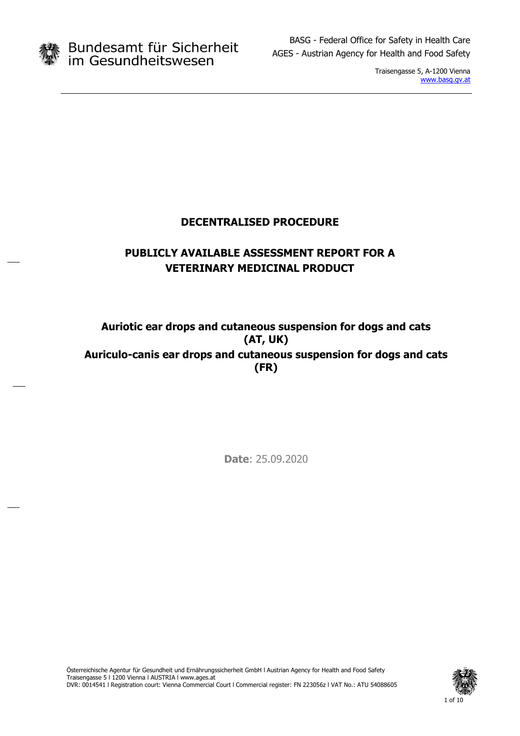Bundesamt für Sicherheit im Gesundheitswesen

BASG - Federal Office for Safety in Health Care
AGES - Austrian Agency for Health and Food Safety

Traisengasse 5, A-1200 Vienna
www.basg.gv.at

# DECENTRALISED PROCEDURE

# PUBLICLY AVAILABLE ASSESSMENT REPORT FOR A VETERINARY MEDICINAL PRODUCT

## Auriotic ear drops and cutaneous suspension for dogs and cats (AT, UK)

## Auriculo-canis ear drops and cutaneous suspension for dogs and cats (FR)

**Date**: 25.09.2020

Österreichische Agentur für Gesundheit und Ernährungssicherheit GmbH I Austrian Agency for Health and Food Safety
Traisengasse 5 I 1200 Vienna I AUSTRIA I www.ages.at
DVR: 0014541 I Registration court: Vienna Commercial Court I Commercial register: FN 223056z I VAT No.: ATU 54088605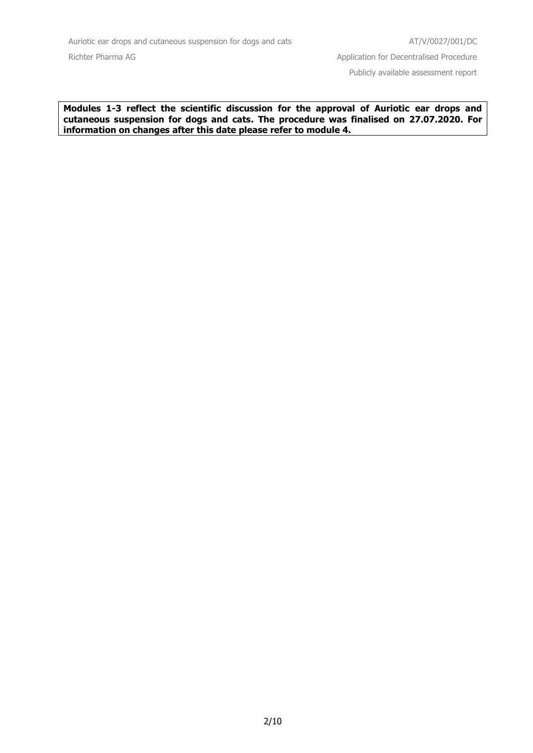**Modules 1-3 reflect the scientific discussion for the approval of Auriotic ear drops and cutaneous suspension for dogs and cats. The procedure was finalised on 27.07.2020. For information on changes after this date please refer to module 4.**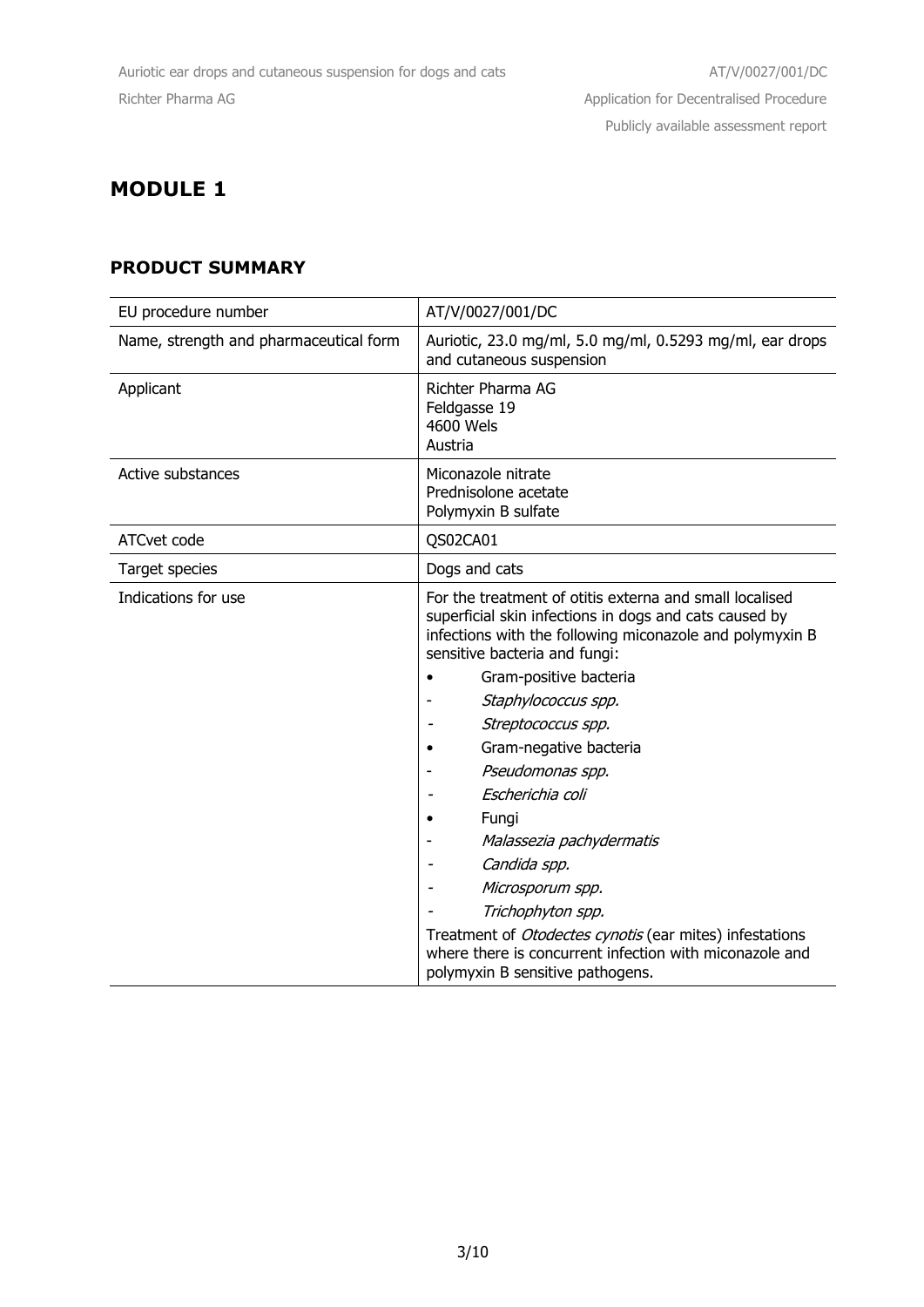# MODULE 1

## PRODUCT SUMMARY

| EU procedure number | AT/V/0027/001/DC |
|---|---|
| Name, strength and pharmaceutical form | Auriotic, 23.0 mg/ml, 5.0 mg/ml, 0.5293 mg/ml, ear drops and cutaneous suspension |
| Applicant | Richter Pharma AG<br>Feldgasse 19<br>4600 Wels<br>Austria |
| Active substances | Miconazole nitrate<br>Prednisolone acetate<br>Polymyxin B sulfate |
| ATCvet code | QS02CA01 |
| Target species | Dogs and cats |
| Indications for use | For the treatment of otitis externa and small localised superficial skin infections in dogs and cats caused by infections with the following miconazole and polymyxin B sensitive bacteria and fungi:<br>• Gram-positive bacteria<br>- *Staphylococcus spp.*<br>- *Streptococcus spp.*<br>• Gram-negative bacteria<br>- *Pseudomonas spp.*<br>- *Escherichia coli*<br>• Fungi<br>- *Malassezia pachydermatis*<br>- *Candida spp.*<br>- *Microsporum spp.*<br>- *Trichophyton spp.*<br>Treatment of *Otodectes cynotis* (ear mites) infestations where there is concurrent infection with miconazole and polymyxin B sensitive pathogens. |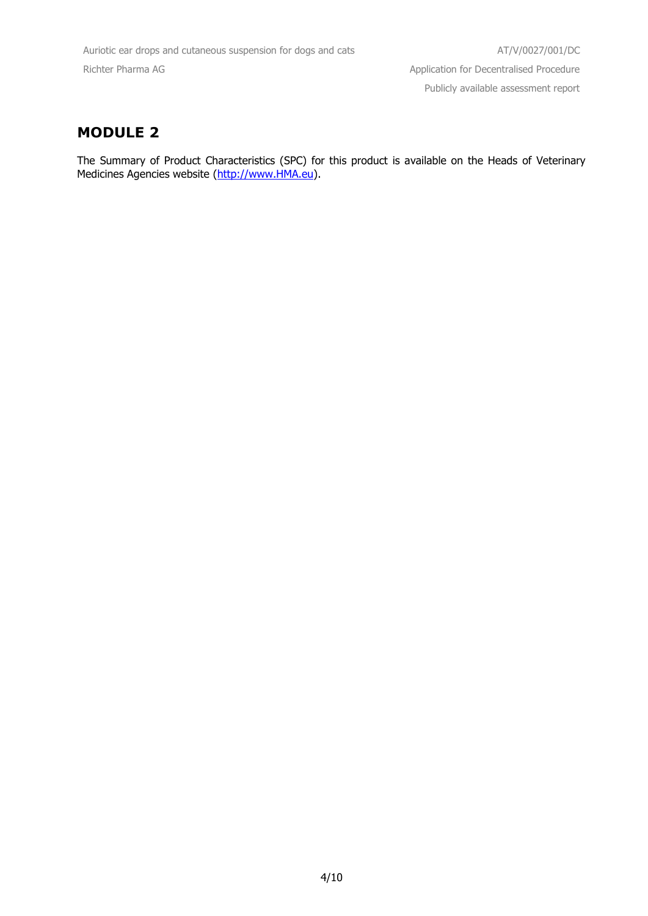# MODULE 2

The Summary of Product Characteristics (SPC) for this product is available on the Heads of Veterinary Medicines Agencies website (http://www.HMA.eu).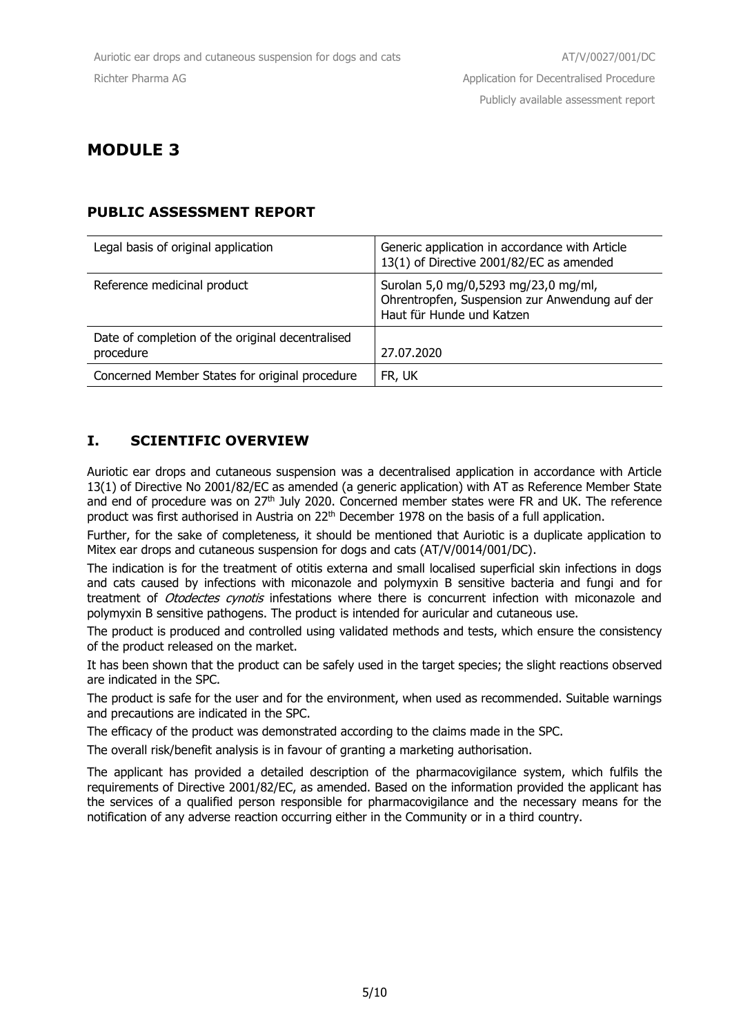# MODULE 3

## PUBLIC ASSESSMENT REPORT

| Legal basis of original application | Generic application in accordance with Article 13(1) of Directive 2001/82/EC as amended |
|---|---|
| Reference medicinal product | Surolan 5,0 mg/0,5293 mg/23,0 mg/ml, Ohrentropfen, Suspension zur Anwendung auf der Haut für Hunde und Katzen |
| Date of completion of the original decentralised procedure | 27.07.2020 |
| Concerned Member States for original procedure | FR, UK |

## I. SCIENTIFIC OVERVIEW

Auriotic ear drops and cutaneous suspension was a decentralised application in accordance with Article 13(1) of Directive No 2001/82/EC as amended (a generic application) with AT as Reference Member State and end of procedure was on 27th July 2020. Concerned member states were FR and UK. The reference product was first authorised in Austria on 22nd December 1978 on the basis of a full application.

Further, for the sake of completeness, it should be mentioned that Auriotic is a duplicate application to Mitex ear drops and cutaneous suspension for dogs and cats (AT/V/0014/001/DC).

The indication is for the treatment of otitis externa and small localised superficial skin infections in dogs and cats caused by infections with miconazole and polymyxin B sensitive bacteria and fungi and for treatment of *Otodectes cynotis* infestations where there is concurrent infection with miconazole and polymyxin B sensitive pathogens. The product is intended for auricular and cutaneous use.

The product is produced and controlled using validated methods and tests, which ensure the consistency of the product released on the market.

It has been shown that the product can be safely used in the target species; the slight reactions observed are indicated in the SPC.

The product is safe for the user and for the environment, when used as recommended. Suitable warnings and precautions are indicated in the SPC.

The efficacy of the product was demonstrated according to the claims made in the SPC.

The overall risk/benefit analysis is in favour of granting a marketing authorisation.

The applicant has provided a detailed description of the pharmacovigilance system, which fulfils the requirements of Directive 2001/82/EC, as amended. Based on the information provided the applicant has the services of a qualified person responsible for pharmacovigilance and the necessary means for the notification of any adverse reaction occurring either in the Community or in a third country.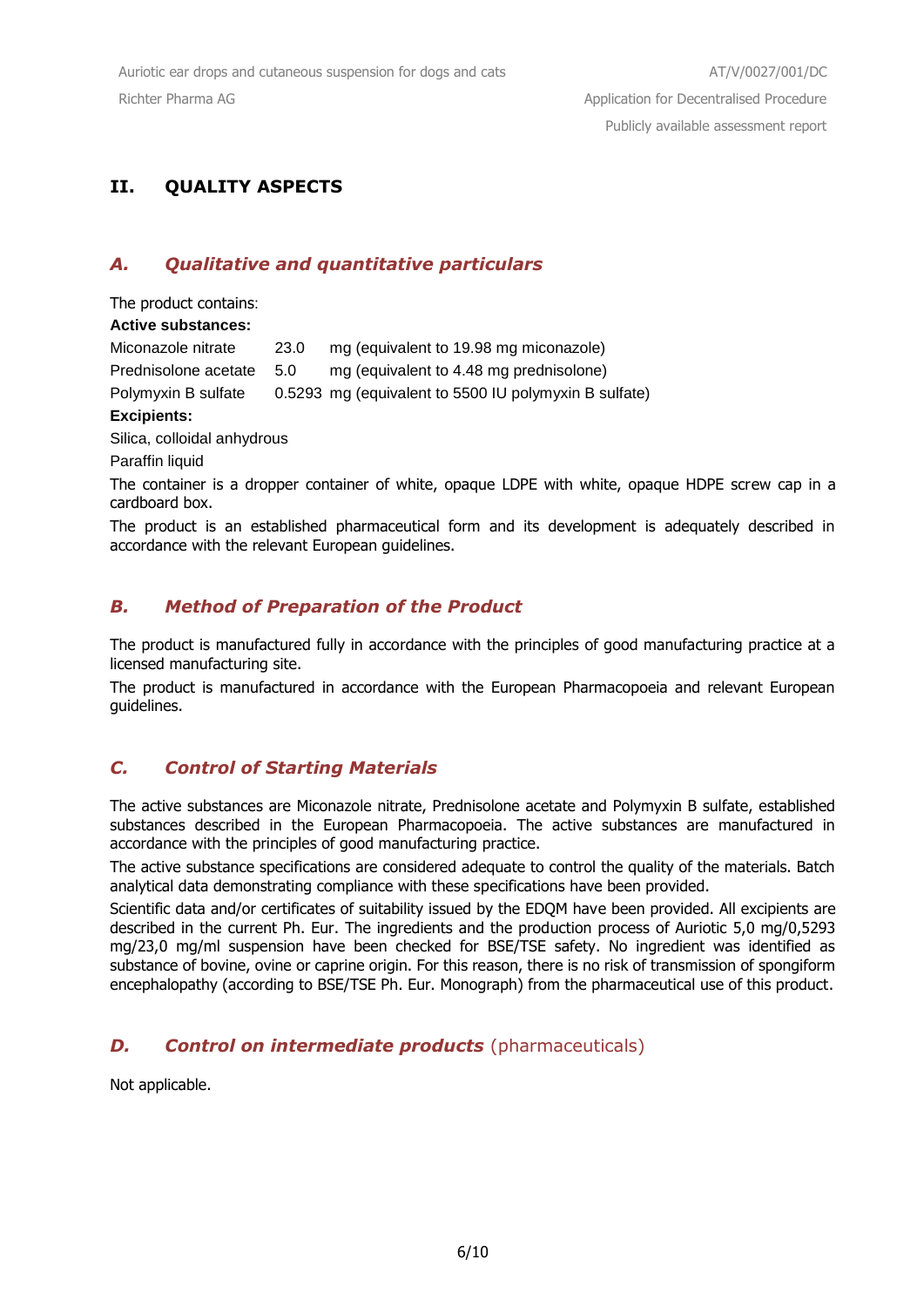## II. QUALITY ASPECTS

### *A. Qualitative and quantitative particulars*

The product contains:

**Active substances:**

| | | |
|---|---|---|
| Miconazole nitrate | 23.0 | mg (equivalent to 19.98 mg miconazole) |
| Prednisolone acetate | 5.0 | mg (equivalent to 4.48 mg prednisolone) |
| Polymyxin B sulfate | 0.5293 | mg (equivalent to 5500 IU polymyxin B sulfate) |

**Excipients:**

Silica, colloidal anhydrous

Paraffin liquid

The container is a dropper container of white, opaque LDPE with white, opaque HDPE screw cap in a cardboard box.

The product is an established pharmaceutical form and its development is adequately described in accordance with the relevant European guidelines.

### *B. Method of Preparation of the Product*

The product is manufactured fully in accordance with the principles of good manufacturing practice at a licensed manufacturing site.

The product is manufactured in accordance with the European Pharmacopoeia and relevant European guidelines.

### *C. Control of Starting Materials*

The active substances are Miconazole nitrate, Prednisolone acetate and Polymyxin B sulfate, established substances described in the European Pharmacopoeia. The active substances are manufactured in accordance with the principles of good manufacturing practice.

The active substance specifications are considered adequate to control the quality of the materials. Batch analytical data demonstrating compliance with these specifications have been provided.

Scientific data and/or certificates of suitability issued by the EDQM have been provided. All excipients are described in the current Ph. Eur. The ingredients and the production process of Auriotic 5,0 mg/0,5293 mg/23,0 mg/ml suspension have been checked for BSE/TSE safety. No ingredient was identified as substance of bovine, ovine or caprine origin. For this reason, there is no risk of transmission of spongiform encephalopathy (according to BSE/TSE Ph. Eur. Monograph) from the pharmaceutical use of this product.

### *D. Control on intermediate products* (pharmaceuticals)

Not applicable.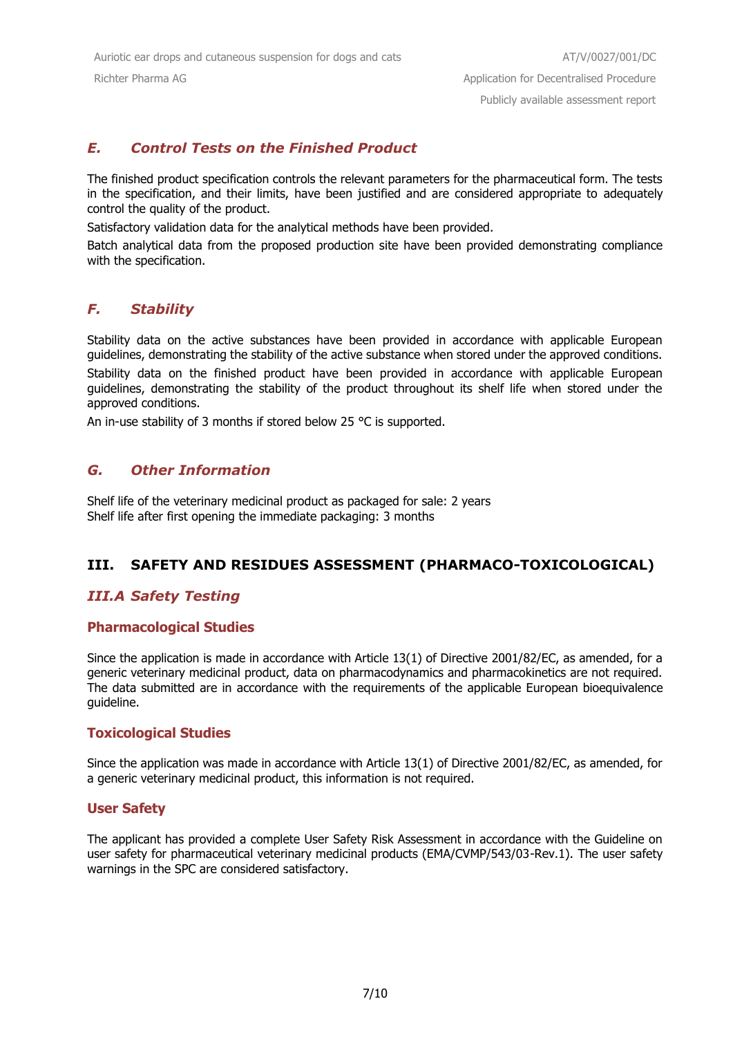## *E. Control Tests on the Finished Product*

The finished product specification controls the relevant parameters for the pharmaceutical form. The tests in the specification, and their limits, have been justified and are considered appropriate to adequately control the quality of the product.

Satisfactory validation data for the analytical methods have been provided.

Batch analytical data from the proposed production site have been provided demonstrating compliance with the specification.

## *F. Stability*

Stability data on the active substances have been provided in accordance with applicable European guidelines, demonstrating the stability of the active substance when stored under the approved conditions.

Stability data on the finished product have been provided in accordance with applicable European guidelines, demonstrating the stability of the product throughout its shelf life when stored under the approved conditions.

An in-use stability of 3 months if stored below 25 °C is supported.

## *G. Other Information*

Shelf life of the veterinary medicinal product as packaged for sale: 2 years
Shelf life after first opening the immediate packaging: 3 months

# III. SAFETY AND RESIDUES ASSESSMENT (PHARMACO-TOXICOLOGICAL)

## *III.A Safety Testing*

### Pharmacological Studies

Since the application is made in accordance with Article 13(1) of Directive 2001/82/EC, as amended, for a generic veterinary medicinal product, data on pharmacodynamics and pharmacokinetics are not required. The data submitted are in accordance with the requirements of the applicable European bioequivalence guideline.

### Toxicological Studies

Since the application was made in accordance with Article 13(1) of Directive 2001/82/EC, as amended, for a generic veterinary medicinal product, this information is not required.

### User Safety

The applicant has provided a complete User Safety Risk Assessment in accordance with the Guideline on user safety for pharmaceutical veterinary medicinal products (EMA/CVMP/543/03-Rev.1). The user safety warnings in the SPC are considered satisfactory.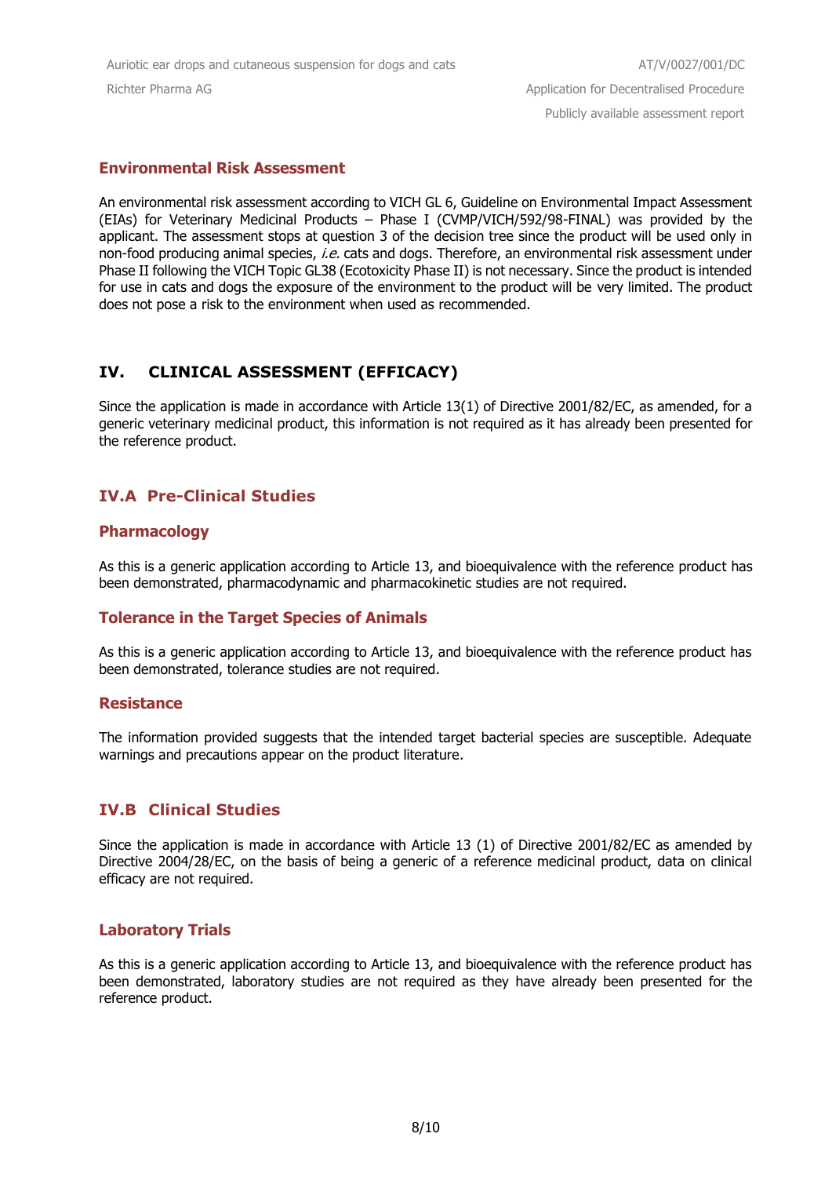### Environmental Risk Assessment

An environmental risk assessment according to VICH GL 6, Guideline on Environmental Impact Assessment (EIAs) for Veterinary Medicinal Products – Phase I (CVMP/VICH/592/98-FINAL) was provided by the applicant. The assessment stops at question 3 of the decision tree since the product will be used only in non-food producing animal species, *i.e.* cats and dogs. Therefore, an environmental risk assessment under Phase II following the VICH Topic GL38 (Ecotoxicity Phase II) is not necessary. Since the product is intended for use in cats and dogs the exposure of the environment to the product will be very limited. The product does not pose a risk to the environment when used as recommended.

## IV. CLINICAL ASSESSMENT (EFFICACY)

Since the application is made in accordance with Article 13(1) of Directive 2001/82/EC, as amended, for a generic veterinary medicinal product, this information is not required as it has already been presented for the reference product.

### IV.A Pre-Clinical Studies

#### Pharmacology

As this is a generic application according to Article 13, and bioequivalence with the reference product has been demonstrated, pharmacodynamic and pharmacokinetic studies are not required.

#### Tolerance in the Target Species of Animals

As this is a generic application according to Article 13, and bioequivalence with the reference product has been demonstrated, tolerance studies are not required.

#### Resistance

The information provided suggests that the intended target bacterial species are susceptible. Adequate warnings and precautions appear on the product literature.

### IV.B Clinical Studies

Since the application is made in accordance with Article 13 (1) of Directive 2001/82/EC as amended by Directive 2004/28/EC, on the basis of being a generic of a reference medicinal product, data on clinical efficacy are not required.

#### Laboratory Trials

As this is a generic application according to Article 13, and bioequivalence with the reference product has been demonstrated, laboratory studies are not required as they have already been presented for the reference product.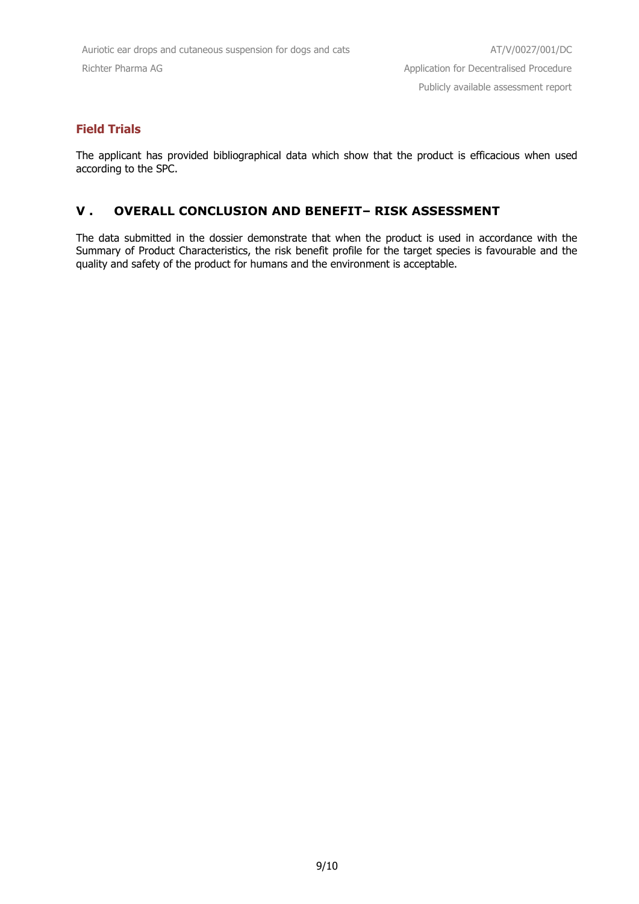### Field Trials

The applicant has provided bibliographical data which show that the product is efficacious when used according to the SPC.

## V . OVERALL CONCLUSION AND BENEFIT– RISK ASSESSMENT

The data submitted in the dossier demonstrate that when the product is used in accordance with the Summary of Product Characteristics, the risk benefit profile for the target species is favourable and the quality and safety of the product for humans and the environment is acceptable.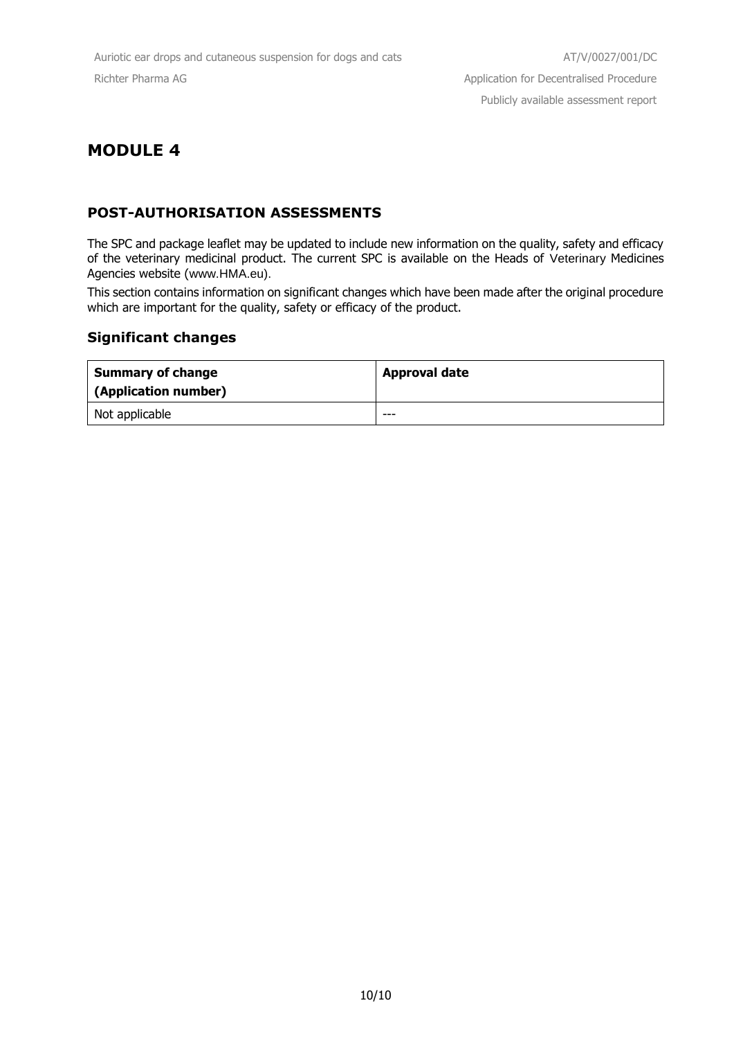# MODULE 4

## POST-AUTHORISATION ASSESSMENTS

The SPC and package leaflet may be updated to include new information on the quality, safety and efficacy of the veterinary medicinal product. The current SPC is available on the Heads of Veterinary Medicines Agencies website (www.HMA.eu).

This section contains information on significant changes which have been made after the original procedure which are important for the quality, safety or efficacy of the product.

### Significant changes

| Summary of change (Application number) | Approval date |
|---|---|
| Not applicable | --- |